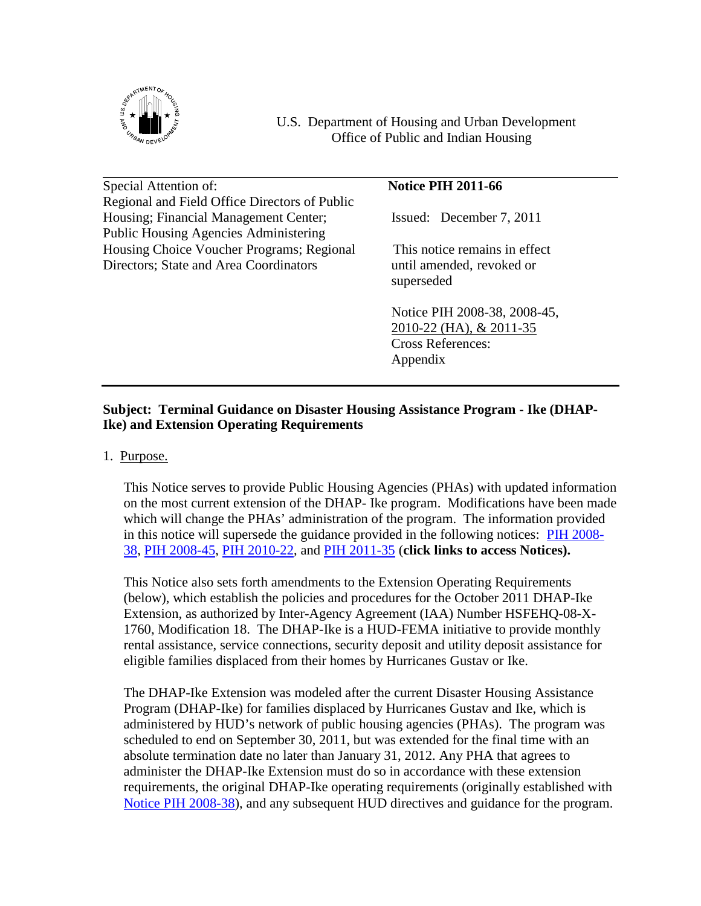U.S. Department of Housing and Urban Development
Office of Public and Indian Housing

| Special Attention of: | **Notice PIH 2011-66** |
|---|---|
| Regional and Field Office Directors of Public Housing; Financial Management Center; Public Housing Agencies Administering Housing Choice Voucher Programs; Regional Directors; State and Area Coordinators | Issued: December 7, 2011 |
| | This notice remains in effect until amended, revoked or superseded |
| | Notice PIH 2008-38, 2008-45, 2010-22 (HA), & 2011-35 |
| | Cross References: Appendix |

**Subject: Terminal Guidance on Disaster Housing Assistance Program - Ike (DHAP-Ike) and Extension Operating Requirements**

1. Purpose.

This Notice serves to provide Public Housing Agencies (PHAs) with updated information on the most current extension of the DHAP- Ike program. Modifications have been made which will change the PHAs' administration of the program. The information provided in this notice will supersede the guidance provided in the following notices: PIH 2008-38, PIH 2008-45, PIH 2010-22, and PIH 2011-35 (**click links to access Notices).**

This Notice also sets forth amendments to the Extension Operating Requirements (below), which establish the policies and procedures for the October 2011 DHAP-Ike Extension, as authorized by Inter-Agency Agreement (IAA) Number HSFEHQ-08-X-1760, Modification 18. The DHAP-Ike is a HUD-FEMA initiative to provide monthly rental assistance, service connections, security deposit and utility deposit assistance for eligible families displaced from their homes by Hurricanes Gustav or Ike.

The DHAP-Ike Extension was modeled after the current Disaster Housing Assistance Program (DHAP-Ike) for families displaced by Hurricanes Gustav and Ike, which is administered by HUD's network of public housing agencies (PHAs). The program was scheduled to end on September 30, 2011, but was extended for the final time with an absolute termination date no later than January 31, 2012. Any PHA that agrees to administer the DHAP-Ike Extension must do so in accordance with these extension requirements, the original DHAP-Ike operating requirements (originally established with Notice PIH 2008-38), and any subsequent HUD directives and guidance for the program.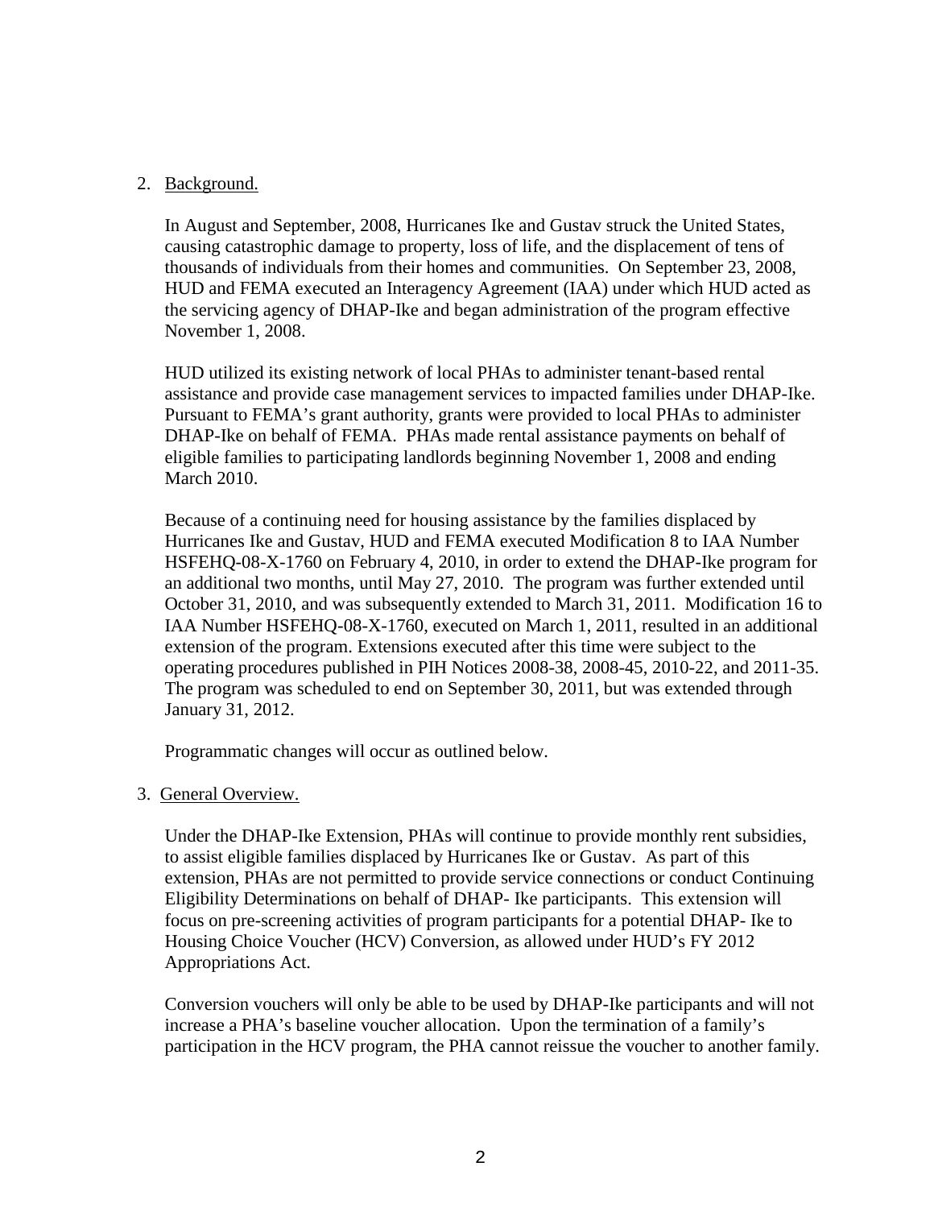2. Background.

In August and September, 2008, Hurricanes Ike and Gustav struck the United States, causing catastrophic damage to property, loss of life, and the displacement of tens of thousands of individuals from their homes and communities. On September 23, 2008, HUD and FEMA executed an Interagency Agreement (IAA) under which HUD acted as the servicing agency of DHAP-Ike and began administration of the program effective November 1, 2008.

HUD utilized its existing network of local PHAs to administer tenant-based rental assistance and provide case management services to impacted families under DHAP-Ike. Pursuant to FEMA's grant authority, grants were provided to local PHAs to administer DHAP-Ike on behalf of FEMA. PHAs made rental assistance payments on behalf of eligible families to participating landlords beginning November 1, 2008 and ending March 2010.

Because of a continuing need for housing assistance by the families displaced by Hurricanes Ike and Gustav, HUD and FEMA executed Modification 8 to IAA Number HSFEHQ-08-X-1760 on February 4, 2010, in order to extend the DHAP-Ike program for an additional two months, until May 27, 2010. The program was further extended until October 31, 2010, and was subsequently extended to March 31, 2011. Modification 16 to IAA Number HSFEHQ-08-X-1760, executed on March 1, 2011, resulted in an additional extension of the program. Extensions executed after this time were subject to the operating procedures published in PIH Notices 2008-38, 2008-45, 2010-22, and 2011-35. The program was scheduled to end on September 30, 2011, but was extended through January 31, 2012.

Programmatic changes will occur as outlined below.

3. General Overview.

Under the DHAP-Ike Extension, PHAs will continue to provide monthly rent subsidies, to assist eligible families displaced by Hurricanes Ike or Gustav. As part of this extension, PHAs are not permitted to provide service connections or conduct Continuing Eligibility Determinations on behalf of DHAP- Ike participants. This extension will focus on pre-screening activities of program participants for a potential DHAP- Ike to Housing Choice Voucher (HCV) Conversion, as allowed under HUD's FY 2012 Appropriations Act.

Conversion vouchers will only be able to be used by DHAP-Ike participants and will not increase a PHA's baseline voucher allocation. Upon the termination of a family's participation in the HCV program, the PHA cannot reissue the voucher to another family.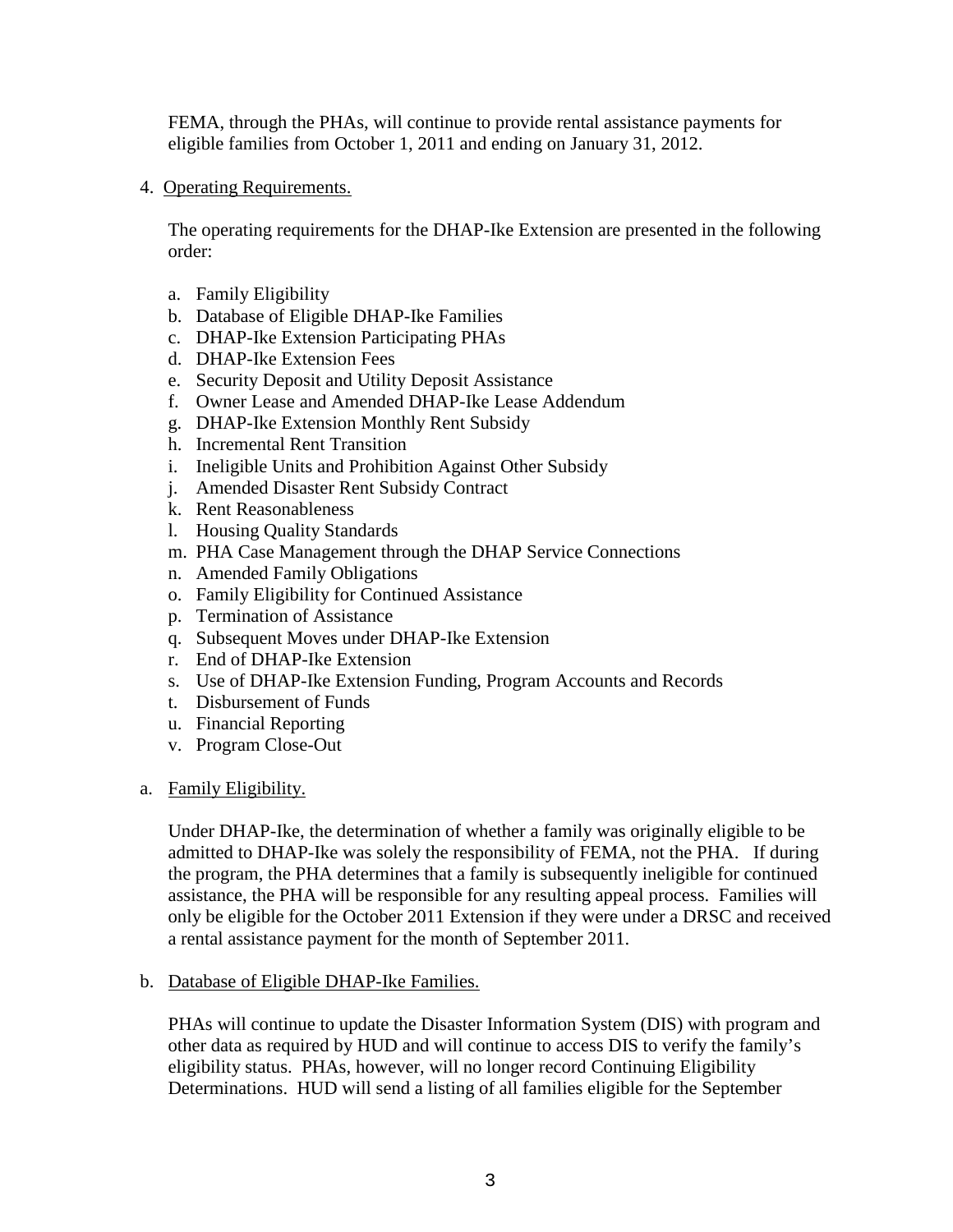FEMA, through the PHAs, will continue to provide rental assistance payments for eligible families from October 1, 2011 and ending on January 31, 2012.

4. Operating Requirements.

The operating requirements for the DHAP-Ike Extension are presented in the following order:

a. Family Eligibility
b. Database of Eligible DHAP-Ike Families
c. DHAP-Ike Extension Participating PHAs
d. DHAP-Ike Extension Fees
e. Security Deposit and Utility Deposit Assistance
f. Owner Lease and Amended DHAP-Ike Lease Addendum
g. DHAP-Ike Extension Monthly Rent Subsidy
h. Incremental Rent Transition
i. Ineligible Units and Prohibition Against Other Subsidy
j. Amended Disaster Rent Subsidy Contract
k. Rent Reasonableness
l. Housing Quality Standards
m. PHA Case Management through the DHAP Service Connections
n. Amended Family Obligations
o. Family Eligibility for Continued Assistance
p. Termination of Assistance
q. Subsequent Moves under DHAP-Ike Extension
r. End of DHAP-Ike Extension
s. Use of DHAP-Ike Extension Funding, Program Accounts and Records
t. Disbursement of Funds
u. Financial Reporting
v. Program Close-Out

a. Family Eligibility.

Under DHAP-Ike, the determination of whether a family was originally eligible to be admitted to DHAP-Ike was solely the responsibility of FEMA, not the PHA. If during the program, the PHA determines that a family is subsequently ineligible for continued assistance, the PHA will be responsible for any resulting appeal process. Families will only be eligible for the October 2011 Extension if they were under a DRSC and received a rental assistance payment for the month of September 2011.

b. Database of Eligible DHAP-Ike Families.

PHAs will continue to update the Disaster Information System (DIS) with program and other data as required by HUD and will continue to access DIS to verify the family's eligibility status. PHAs, however, will no longer record Continuing Eligibility Determinations. HUD will send a listing of all families eligible for the September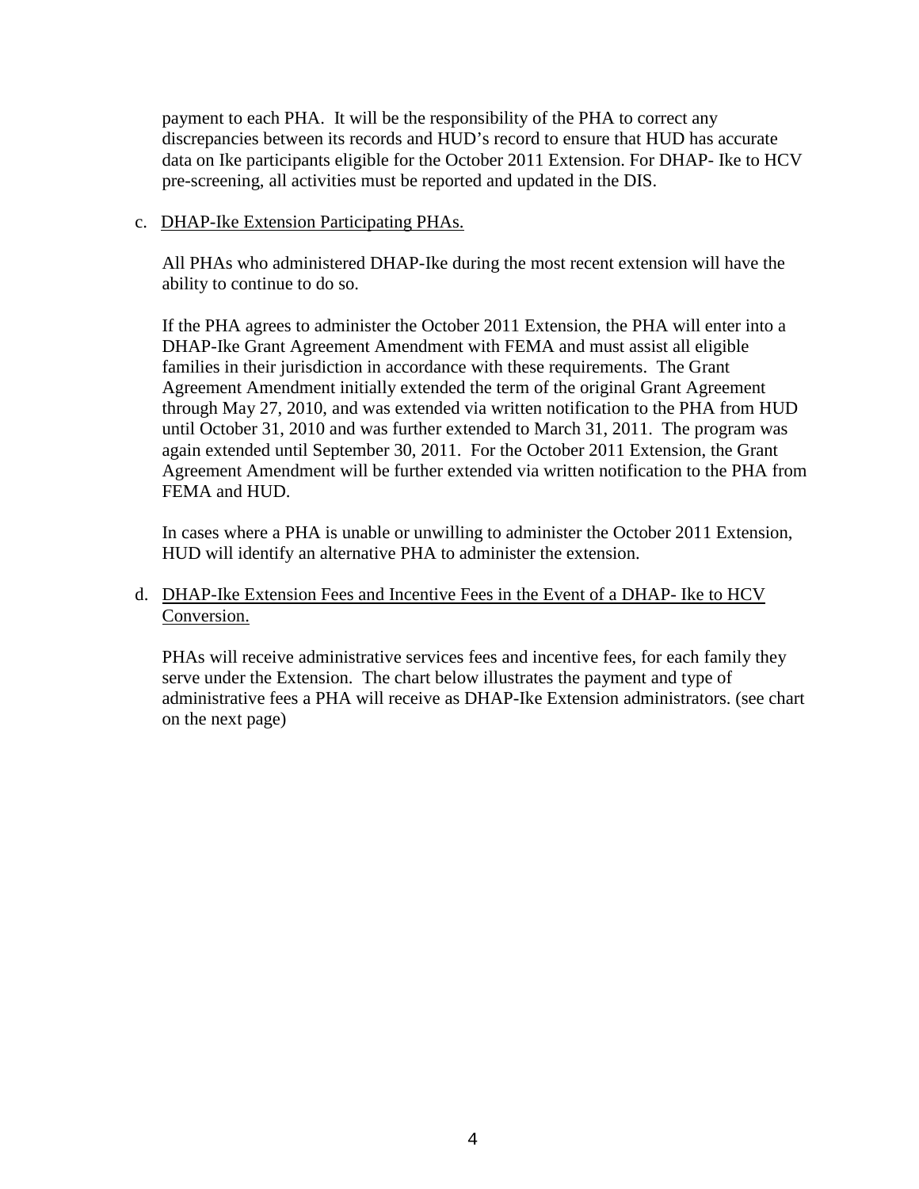payment to each PHA. It will be the responsibility of the PHA to correct any discrepancies between its records and HUD's record to ensure that HUD has accurate data on Ike participants eligible for the October 2011 Extension. For DHAP- Ike to HCV pre-screening, all activities must be reported and updated in the DIS.

c. DHAP-Ike Extension Participating PHAs.

All PHAs who administered DHAP-Ike during the most recent extension will have the ability to continue to do so.

If the PHA agrees to administer the October 2011 Extension, the PHA will enter into a DHAP-Ike Grant Agreement Amendment with FEMA and must assist all eligible families in their jurisdiction in accordance with these requirements. The Grant Agreement Amendment initially extended the term of the original Grant Agreement through May 27, 2010, and was extended via written notification to the PHA from HUD until October 31, 2010 and was further extended to March 31, 2011. The program was again extended until September 30, 2011. For the October 2011 Extension, the Grant Agreement Amendment will be further extended via written notification to the PHA from FEMA and HUD.

In cases where a PHA is unable or unwilling to administer the October 2011 Extension, HUD will identify an alternative PHA to administer the extension.

d. DHAP-Ike Extension Fees and Incentive Fees in the Event of a DHAP- Ike to HCV Conversion.

PHAs will receive administrative services fees and incentive fees, for each family they serve under the Extension. The chart below illustrates the payment and type of administrative fees a PHA will receive as DHAP-Ike Extension administrators. (see chart on the next page)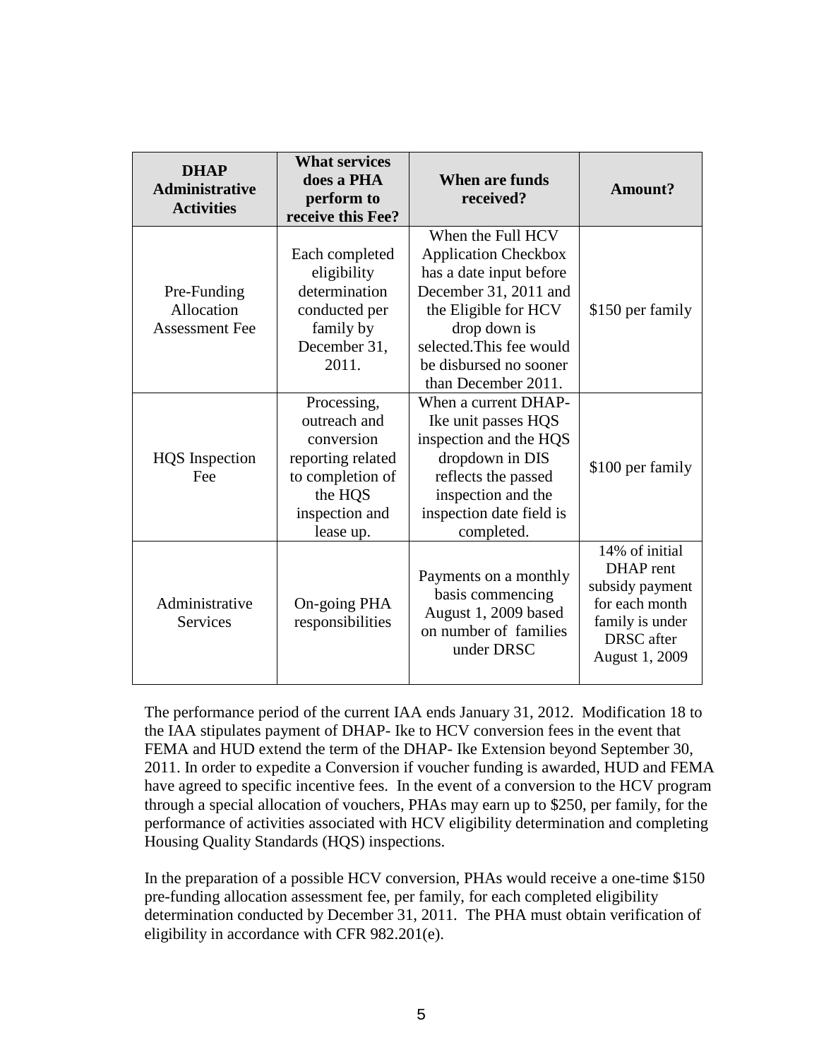| DHAP Administrative Activities | What services does a PHA perform to receive this Fee? | When are funds received? | Amount? |
|---|---|---|---|
| Pre-Funding Allocation Assessment Fee | Each completed eligibility determination conducted per family by December 31, 2011. | When the Full HCV Application Checkbox has a date input before December 31, 2011 and the Eligible for HCV drop down is selected.This fee would be disbursed no sooner than December 2011. | $150 per family |
| HQS Inspection Fee | Processing, outreach and conversion reporting related to completion of the HQS inspection and lease up. | When a current DHAP-Ike unit passes HQS inspection and the HQS dropdown in DIS reflects the passed inspection and the inspection date field is completed. | $100 per family |
| Administrative Services | On-going PHA responsibilities | Payments on a monthly basis commencing August 1, 2009 based on number of families under DRSC | 14% of initial DHAP rent subsidy payment for each month family is under DRSC after August 1, 2009 |

The performance period of the current IAA ends January 31, 2012. Modification 18 to the IAA stipulates payment of DHAP- Ike to HCV conversion fees in the event that FEMA and HUD extend the term of the DHAP- Ike Extension beyond September 30, 2011. In order to expedite a Conversion if voucher funding is awarded, HUD and FEMA have agreed to specific incentive fees. In the event of a conversion to the HCV program through a special allocation of vouchers, PHAs may earn up to $250, per family, for the performance of activities associated with HCV eligibility determination and completing Housing Quality Standards (HQS) inspections.

In the preparation of a possible HCV conversion, PHAs would receive a one-time $150 pre-funding allocation assessment fee, per family, for each completed eligibility determination conducted by December 31, 2011. The PHA must obtain verification of eligibility in accordance with CFR 982.201(e).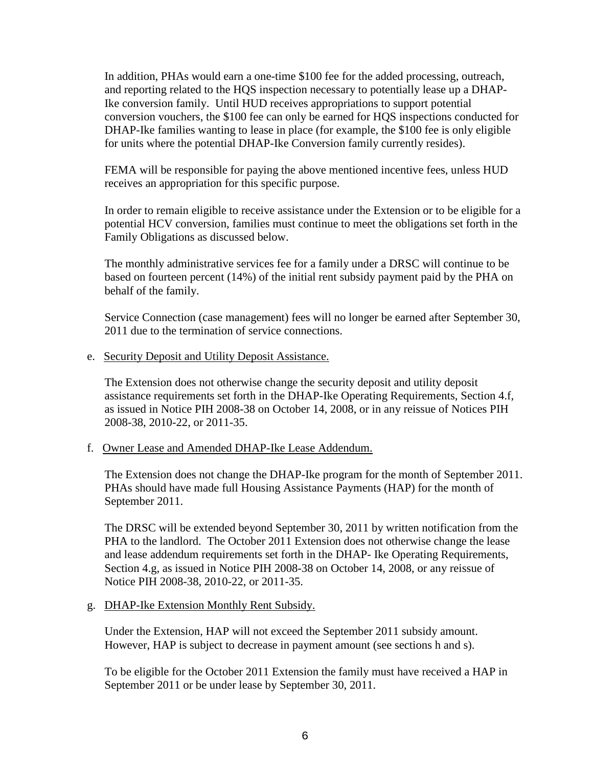In addition, PHAs would earn a one-time $100 fee for the added processing, outreach, and reporting related to the HQS inspection necessary to potentially lease up a DHAP-Ike conversion family. Until HUD receives appropriations to support potential conversion vouchers, the $100 fee can only be earned for HQS inspections conducted for DHAP-Ike families wanting to lease in place (for example, the $100 fee is only eligible for units where the potential DHAP-Ike Conversion family currently resides).

FEMA will be responsible for paying the above mentioned incentive fees, unless HUD receives an appropriation for this specific purpose.

In order to remain eligible to receive assistance under the Extension or to be eligible for a potential HCV conversion, families must continue to meet the obligations set forth in the Family Obligations as discussed below.

The monthly administrative services fee for a family under a DRSC will continue to be based on fourteen percent (14%) of the initial rent subsidy payment paid by the PHA on behalf of the family.

Service Connection (case management) fees will no longer be earned after September 30, 2011 due to the termination of service connections.

e. Security Deposit and Utility Deposit Assistance.

The Extension does not otherwise change the security deposit and utility deposit assistance requirements set forth in the DHAP-Ike Operating Requirements, Section 4.f, as issued in Notice PIH 2008-38 on October 14, 2008, or in any reissue of Notices PIH 2008-38, 2010-22, or 2011-35.

f. Owner Lease and Amended DHAP-Ike Lease Addendum.

The Extension does not change the DHAP-Ike program for the month of September 2011. PHAs should have made full Housing Assistance Payments (HAP) for the month of September 2011.

The DRSC will be extended beyond September 30, 2011 by written notification from the PHA to the landlord. The October 2011 Extension does not otherwise change the lease and lease addendum requirements set forth in the DHAP- Ike Operating Requirements, Section 4.g, as issued in Notice PIH 2008-38 on October 14, 2008, or any reissue of Notice PIH 2008-38, 2010-22, or 2011-35.

g. DHAP-Ike Extension Monthly Rent Subsidy.

Under the Extension, HAP will not exceed the September 2011 subsidy amount. However, HAP is subject to decrease in payment amount (see sections h and s).

To be eligible for the October 2011 Extension the family must have received a HAP in September 2011 or be under lease by September 30, 2011.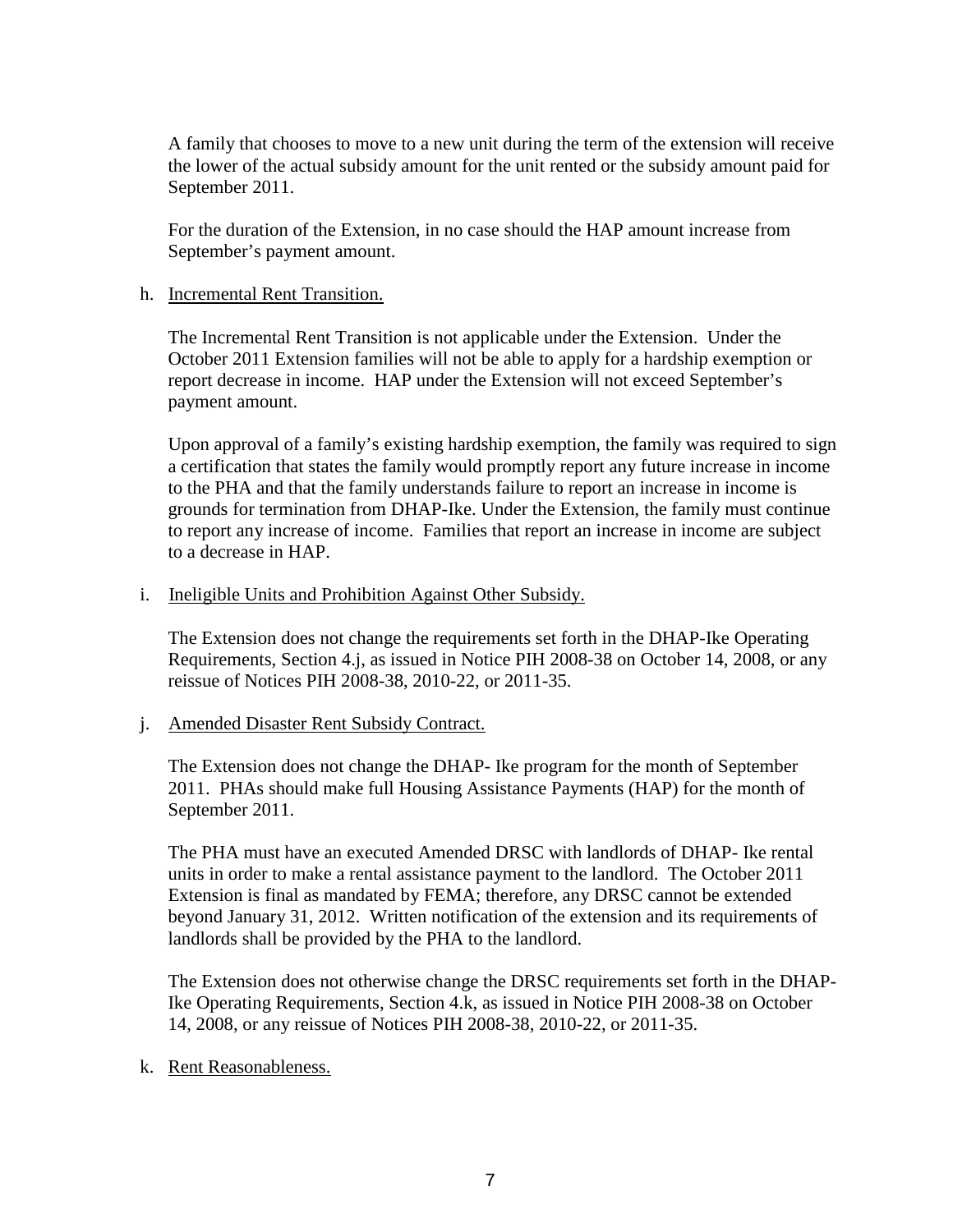A family that chooses to move to a new unit during the term of the extension will receive the lower of the actual subsidy amount for the unit rented or the subsidy amount paid for September 2011.

For the duration of the Extension, in no case should the HAP amount increase from September's payment amount.

h. Incremental Rent Transition.

The Incremental Rent Transition is not applicable under the Extension. Under the October 2011 Extension families will not be able to apply for a hardship exemption or report decrease in income. HAP under the Extension will not exceed September's payment amount.

Upon approval of a family's existing hardship exemption, the family was required to sign a certification that states the family would promptly report any future increase in income to the PHA and that the family understands failure to report an increase in income is grounds for termination from DHAP-Ike. Under the Extension, the family must continue to report any increase of income. Families that report an increase in income are subject to a decrease in HAP.

i. Ineligible Units and Prohibition Against Other Subsidy.

The Extension does not change the requirements set forth in the DHAP-Ike Operating Requirements, Section 4.j, as issued in Notice PIH 2008-38 on October 14, 2008, or any reissue of Notices PIH 2008-38, 2010-22, or 2011-35.

j. Amended Disaster Rent Subsidy Contract.

The Extension does not change the DHAP- Ike program for the month of September 2011. PHAs should make full Housing Assistance Payments (HAP) for the month of September 2011.

The PHA must have an executed Amended DRSC with landlords of DHAP- Ike rental units in order to make a rental assistance payment to the landlord. The October 2011 Extension is final as mandated by FEMA; therefore, any DRSC cannot be extended beyond January 31, 2012. Written notification of the extension and its requirements of landlords shall be provided by the PHA to the landlord.

The Extension does not otherwise change the DRSC requirements set forth in the DHAP-Ike Operating Requirements, Section 4.k, as issued in Notice PIH 2008-38 on October 14, 2008, or any reissue of Notices PIH 2008-38, 2010-22, or 2011-35.

k. Rent Reasonableness.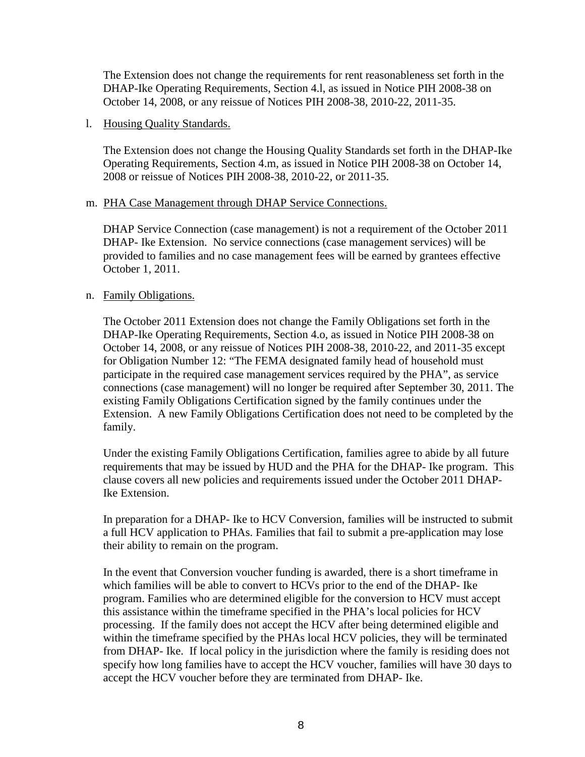The Extension does not change the requirements for rent reasonableness set forth in the DHAP-Ike Operating Requirements, Section 4.l, as issued in Notice PIH 2008-38 on October 14, 2008, or any reissue of Notices PIH 2008-38, 2010-22, 2011-35.

l. Housing Quality Standards.

The Extension does not change the Housing Quality Standards set forth in the DHAP-Ike Operating Requirements, Section 4.m, as issued in Notice PIH 2008-38 on October 14, 2008 or reissue of Notices PIH 2008-38, 2010-22, or 2011-35.

m. PHA Case Management through DHAP Service Connections.

DHAP Service Connection (case management) is not a requirement of the October 2011 DHAP- Ike Extension. No service connections (case management services) will be provided to families and no case management fees will be earned by grantees effective October 1, 2011.

n. Family Obligations.

The October 2011 Extension does not change the Family Obligations set forth in the DHAP-Ike Operating Requirements, Section 4.o, as issued in Notice PIH 2008-38 on October 14, 2008, or any reissue of Notices PIH 2008-38, 2010-22, and 2011-35 except for Obligation Number 12: "The FEMA designated family head of household must participate in the required case management services required by the PHA", as service connections (case management) will no longer be required after September 30, 2011. The existing Family Obligations Certification signed by the family continues under the Extension. A new Family Obligations Certification does not need to be completed by the family.

Under the existing Family Obligations Certification, families agree to abide by all future requirements that may be issued by HUD and the PHA for the DHAP- Ike program. This clause covers all new policies and requirements issued under the October 2011 DHAP- Ike Extension.

In preparation for a DHAP- Ike to HCV Conversion, families will be instructed to submit a full HCV application to PHAs. Families that fail to submit a pre-application may lose their ability to remain on the program.

In the event that Conversion voucher funding is awarded, there is a short timeframe in which families will be able to convert to HCVs prior to the end of the DHAP- Ike program. Families who are determined eligible for the conversion to HCV must accept this assistance within the timeframe specified in the PHA's local policies for HCV processing. If the family does not accept the HCV after being determined eligible and within the timeframe specified by the PHAs local HCV policies, they will be terminated from DHAP- Ike. If local policy in the jurisdiction where the family is residing does not specify how long families have to accept the HCV voucher, families will have 30 days to accept the HCV voucher before they are terminated from DHAP- Ike.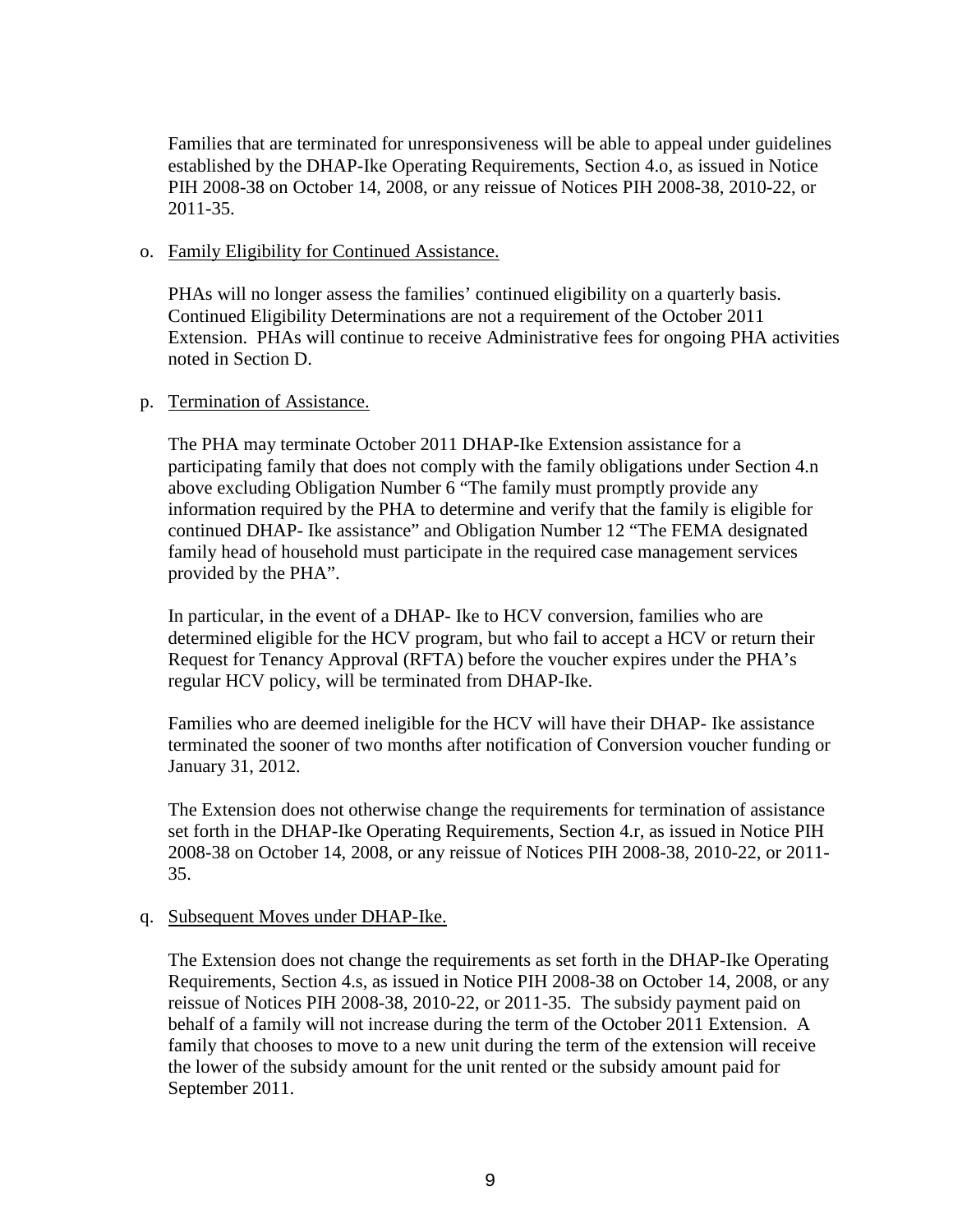Families that are terminated for unresponsiveness will be able to appeal under guidelines established by the DHAP-Ike Operating Requirements, Section 4.o, as issued in Notice PIH 2008-38 on October 14, 2008, or any reissue of Notices PIH 2008-38, 2010-22, or 2011-35.

o. Family Eligibility for Continued Assistance.

PHAs will no longer assess the families' continued eligibility on a quarterly basis. Continued Eligibility Determinations are not a requirement of the October 2011 Extension. PHAs will continue to receive Administrative fees for ongoing PHA activities noted in Section D.

p. Termination of Assistance.

The PHA may terminate October 2011 DHAP-Ike Extension assistance for a participating family that does not comply with the family obligations under Section 4.n above excluding Obligation Number 6 "The family must promptly provide any information required by the PHA to determine and verify that the family is eligible for continued DHAP- Ike assistance" and Obligation Number 12 "The FEMA designated family head of household must participate in the required case management services provided by the PHA".

In particular, in the event of a DHAP- Ike to HCV conversion, families who are determined eligible for the HCV program, but who fail to accept a HCV or return their Request for Tenancy Approval (RFTA) before the voucher expires under the PHA's regular HCV policy, will be terminated from DHAP-Ike.

Families who are deemed ineligible for the HCV will have their DHAP- Ike assistance terminated the sooner of two months after notification of Conversion voucher funding or January 31, 2012.

The Extension does not otherwise change the requirements for termination of assistance set forth in the DHAP-Ike Operating Requirements, Section 4.r, as issued in Notice PIH 2008-38 on October 14, 2008, or any reissue of Notices PIH 2008-38, 2010-22, or 2011-35.

q. Subsequent Moves under DHAP-Ike.

The Extension does not change the requirements as set forth in the DHAP-Ike Operating Requirements, Section 4.s, as issued in Notice PIH 2008-38 on October 14, 2008, or any reissue of Notices PIH 2008-38, 2010-22, or 2011-35. The subsidy payment paid on behalf of a family will not increase during the term of the October 2011 Extension. A family that chooses to move to a new unit during the term of the extension will receive the lower of the subsidy amount for the unit rented or the subsidy amount paid for September 2011.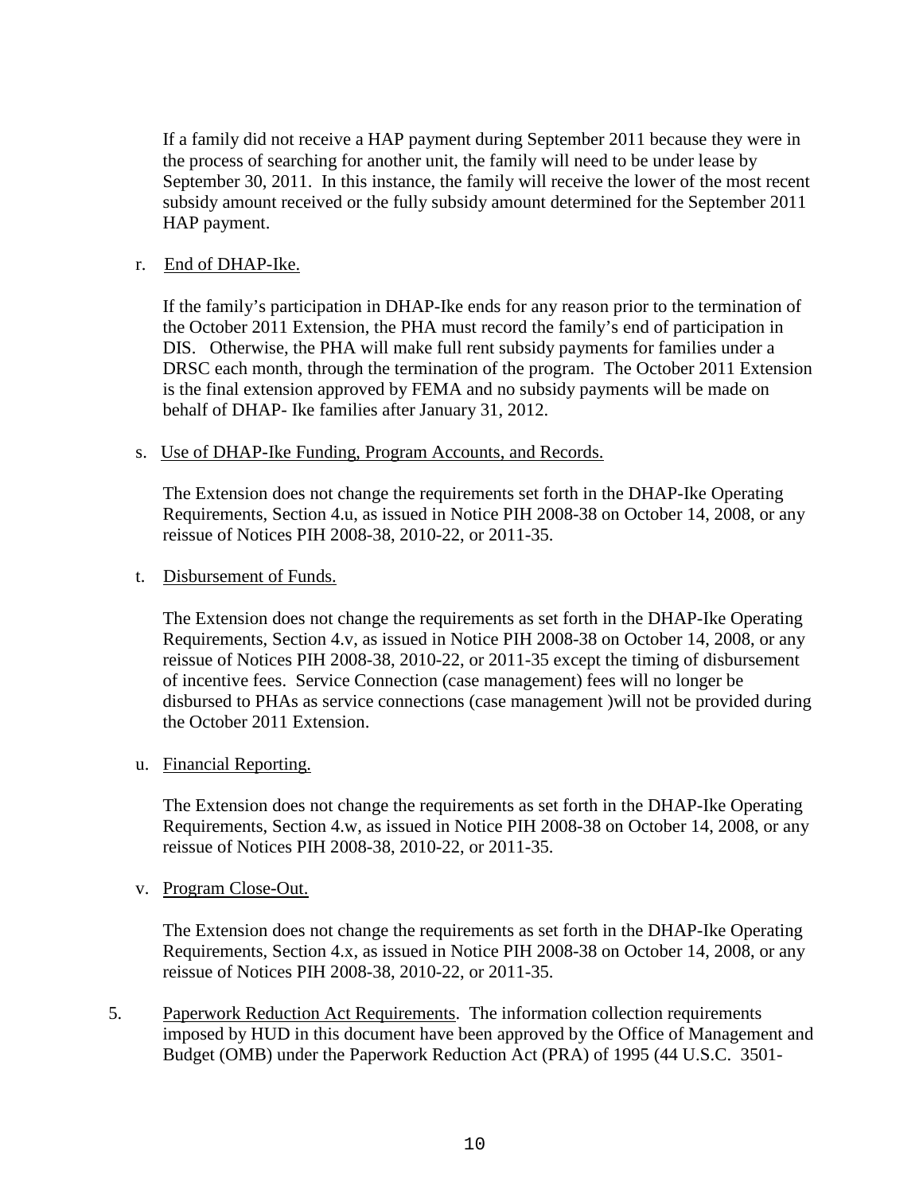If a family did not receive a HAP payment during September 2011 because they were in the process of searching for another unit, the family will need to be under lease by September 30, 2011. In this instance, the family will receive the lower of the most recent subsidy amount received or the fully subsidy amount determined for the September 2011 HAP payment.

r. End of DHAP-Ike.

If the family's participation in DHAP-Ike ends for any reason prior to the termination of the October 2011 Extension, the PHA must record the family's end of participation in DIS. Otherwise, the PHA will make full rent subsidy payments for families under a DRSC each month, through the termination of the program. The October 2011 Extension is the final extension approved by FEMA and no subsidy payments will be made on behalf of DHAP- Ike families after January 31, 2012.

s. Use of DHAP-Ike Funding, Program Accounts, and Records.

The Extension does not change the requirements set forth in the DHAP-Ike Operating Requirements, Section 4.u, as issued in Notice PIH 2008-38 on October 14, 2008, or any reissue of Notices PIH 2008-38, 2010-22, or 2011-35.

t. Disbursement of Funds.

The Extension does not change the requirements as set forth in the DHAP-Ike Operating Requirements, Section 4.v, as issued in Notice PIH 2008-38 on October 14, 2008, or any reissue of Notices PIH 2008-38, 2010-22, or 2011-35 except the timing of disbursement of incentive fees. Service Connection (case management) fees will no longer be disbursed to PHAs as service connections (case management )will not be provided during the October 2011 Extension.

u. Financial Reporting.

The Extension does not change the requirements as set forth in the DHAP-Ike Operating Requirements, Section 4.w, as issued in Notice PIH 2008-38 on October 14, 2008, or any reissue of Notices PIH 2008-38, 2010-22, or 2011-35.

v. Program Close-Out.

The Extension does not change the requirements as set forth in the DHAP-Ike Operating Requirements, Section 4.x, as issued in Notice PIH 2008-38 on October 14, 2008, or any reissue of Notices PIH 2008-38, 2010-22, or 2011-35.

5. Paperwork Reduction Act Requirements. The information collection requirements imposed by HUD in this document have been approved by the Office of Management and Budget (OMB) under the Paperwork Reduction Act (PRA) of 1995 (44 U.S.C. 3501-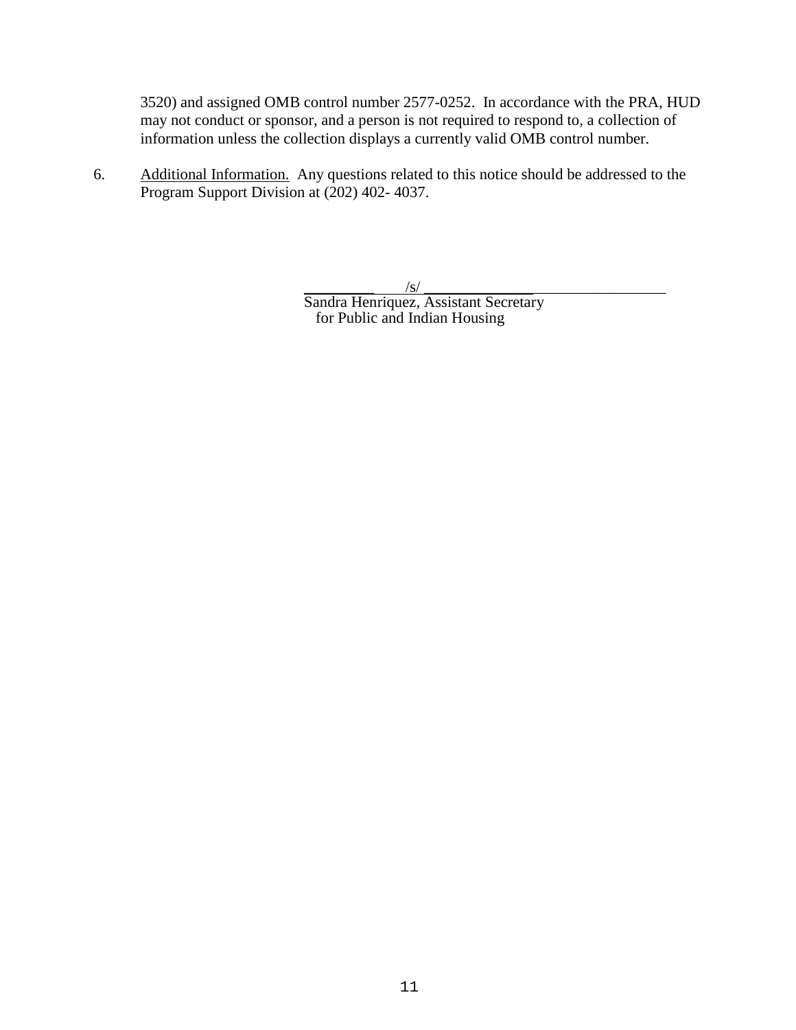3520) and assigned OMB control number 2577-0252. In accordance with the PRA, HUD may not conduct or sponsor, and a person is not required to respond to, a collection of information unless the collection displays a currently valid OMB control number.

6. <u>Additional Information.</u> Any questions related to this notice should be addressed to the Program Support Division at (202) 402- 4037.

/s/

Sandra Henriquez, Assistant Secretary
for Public and Indian Housing